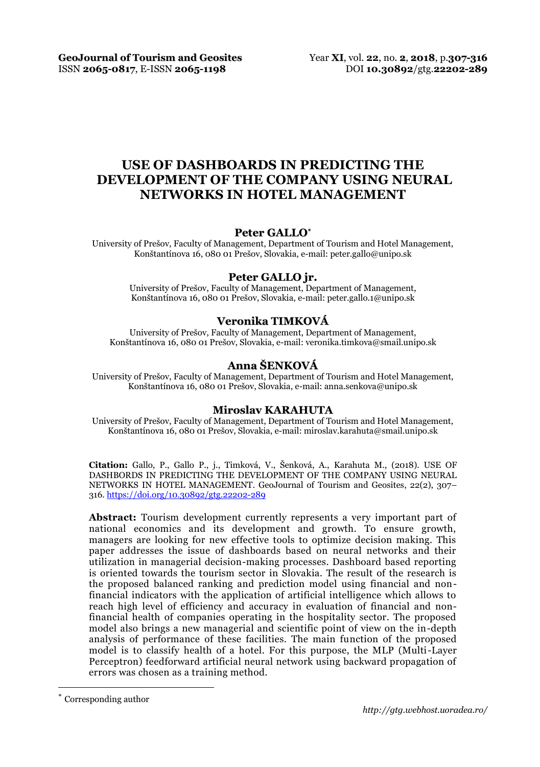# USE OF DASHBOARDS IN PREDICTING THE DEVELOPMENT OF THE COMPANY USING NEURAL NETWORKS IN HOTEL MANAGEMENT

### Peter GALLO*

University of Prešov, Faculty of Management, Department of Tourism and Hotel Management, Konštantínova 16, 080 01 Prešov, Slovakia, e-mail: peter.gallo@unipo.sk

### Peter GALLO jr.

University of Prešov, Faculty of Management, Department of Management, Konštantínova 16, 080 01 Prešov, Slovakia, e-mail: peter.gallo.1@unipo.sk

### Veronika TIMKOVÁ

University of Prešov, Faculty of Management, Department of Management, Konštantínova 16, 080 01 Prešov, Slovakia, e-mail: veronika.timkova@smail.unipo.sk

### Anna ŠENKOVÁ

University of Prešov, Faculty of Management, Department of Tourism and Hotel Management, Konštantínova 16, 080 01 Prešov, Slovakia, e-mail: anna.senkova@unipo.sk

### Miroslav KARAHUTA

University of Prešov, Faculty of Management, Department of Tourism and Hotel Management, Konštantínova 16, 080 01 Prešov, Slovakia, e-mail: miroslav.karahuta@smail.unipo.sk

**Citation:** Gallo, P., Gallo P., j., Timková, V., Šenková, A., Karahuta M., (2018). USE OF DASHBORDS IN PREDICTING THE DEVELOPMENT OF THE COMPANY USING NEURAL NETWORKS IN HOTEL MANAGEMENT. GeoJournal of Tourism and Geosites, 22(2), 307–316. https://doi.org/10.30892/gtg.22202-289

**Abstract:** Tourism development currently represents a very important part of national economics and its development and growth. To ensure growth, managers are looking for new effective tools to optimize decision making. This paper addresses the issue of dashboards based on neural networks and their utilization in managerial decision-making processes. Dashboard based reporting is oriented towards the tourism sector in Slovakia. The result of the research is the proposed balanced ranking and prediction model using financial and non-financial indicators with the application of artificial intelligence which allows to reach high level of efficiency and accuracy in evaluation of financial and non-financial health of companies operating in the hospitality sector. The proposed model also brings a new managerial and scientific point of view on the in-depth analysis of performance of these facilities. The main function of the proposed model is to classify health of a hotel. For this purpose, the MLP (Multi-Layer Perceptron) feedforward artificial neural network using backward propagation of errors was chosen as a training method.

---

* Corresponding author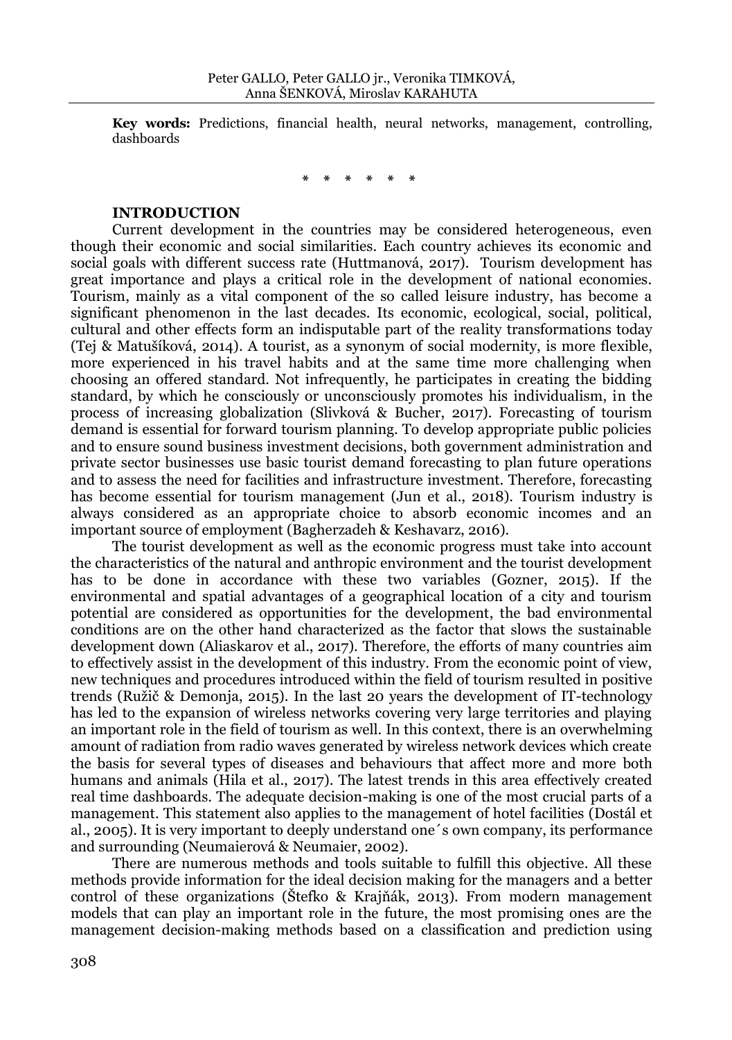**Key words:** Predictions, financial health, neural networks, management, controlling, dashboards

\* \* \* \* \* \*

## INTRODUCTION

Current development in the countries may be considered heterogeneous, even though their economic and social similarities. Each country achieves its economic and social goals with different success rate (Huttmanová, 2017). Tourism development has great importance and plays a critical role in the development of national economies. Tourism, mainly as a vital component of the so called leisure industry, has become a significant phenomenon in the last decades. Its economic, ecological, social, political, cultural and other effects form an indisputable part of the reality transformations today (Tej & Matušíková, 2014). A tourist, as a synonym of social modernity, is more flexible, more experienced in his travel habits and at the same time more challenging when choosing an offered standard. Not infrequently, he participates in creating the bidding standard, by which he consciously or unconsciously promotes his individualism, in the process of increasing globalization (Slivková & Bucher, 2017). Forecasting of tourism demand is essential for forward tourism planning. To develop appropriate public policies and to ensure sound business investment decisions, both government administration and private sector businesses use basic tourist demand forecasting to plan future operations and to assess the need for facilities and infrastructure investment. Therefore, forecasting has become essential for tourism management (Jun et al., 2018). Tourism industry is always considered as an appropriate choice to absorb economic incomes and an important source of employment (Bagherzadeh & Keshavarz, 2016).

The tourist development as well as the economic progress must take into account the characteristics of the natural and anthropic environment and the tourist development has to be done in accordance with these two variables (Gozner, 2015). If the environmental and spatial advantages of a geographical location of a city and tourism potential are considered as opportunities for the development, the bad environmental conditions are on the other hand characterized as the factor that slows the sustainable development down (Aliaskarov et al., 2017). Therefore, the efforts of many countries aim to effectively assist in the development of this industry. From the economic point of view, new techniques and procedures introduced within the field of tourism resulted in positive trends (Ružič & Demonja, 2015). In the last 20 years the development of IT-technology has led to the expansion of wireless networks covering very large territories and playing an important role in the field of tourism as well. In this context, there is an overwhelming amount of radiation from radio waves generated by wireless network devices which create the basis for several types of diseases and behaviours that affect more and more both humans and animals (Hila et al., 2017). The latest trends in this area effectively created real time dashboards. The adequate decision-making is one of the most crucial parts of a management. This statement also applies to the management of hotel facilities (Dostál et al., 2005). It is very important to deeply understand one´s own company, its performance and surrounding (Neumaierová & Neumaier, 2002).

There are numerous methods and tools suitable to fulfill this objective. All these methods provide information for the ideal decision making for the managers and a better control of these organizations (Štefko & Krajňák, 2013). From modern management models that can play an important role in the future, the most promising ones are the management decision-making methods based on a classification and prediction using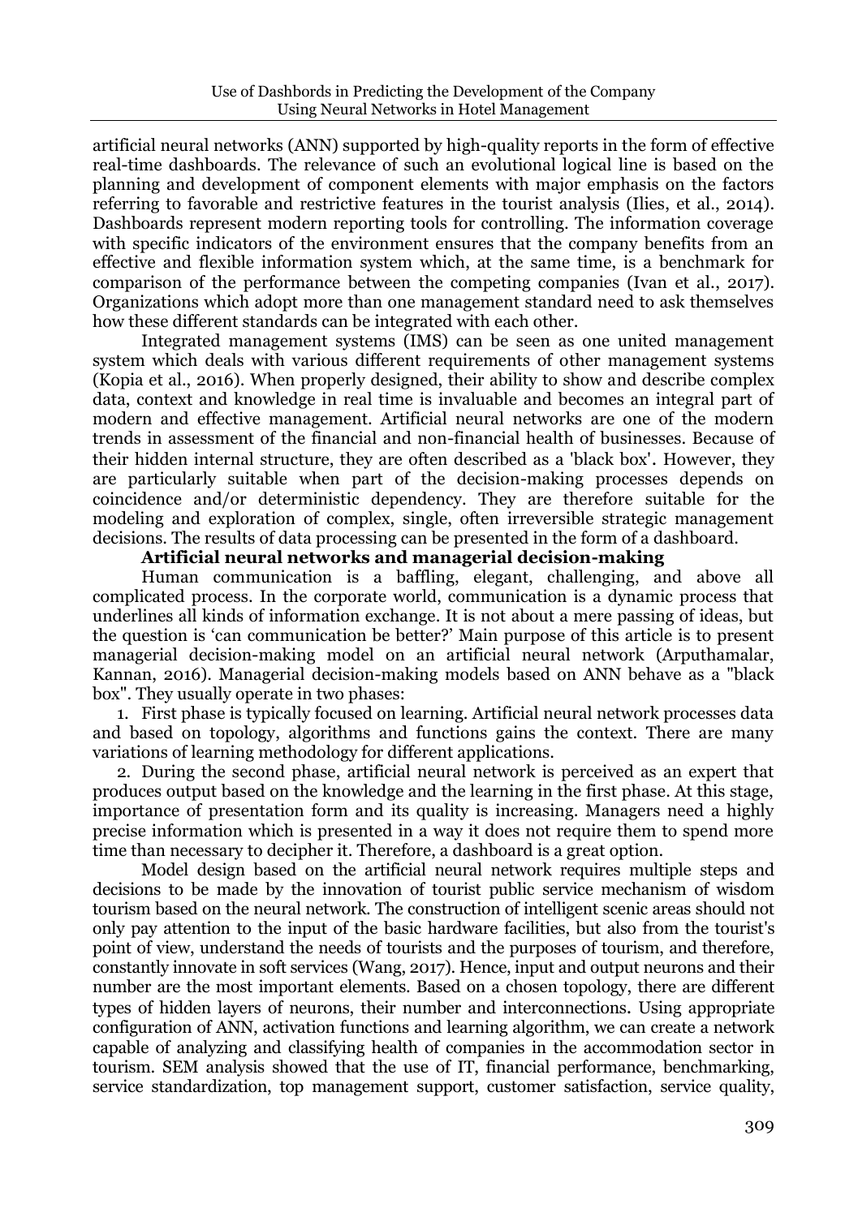artificial neural networks (ANN) supported by high-quality reports in the form of effective real-time dashboards. The relevance of such an evolutional logical line is based on the planning and development of component elements with major emphasis on the factors referring to favorable and restrictive features in the tourist analysis (Ilies, et al., 2014). Dashboards represent modern reporting tools for controlling. The information coverage with specific indicators of the environment ensures that the company benefits from an effective and flexible information system which, at the same time, is a benchmark for comparison of the performance between the competing companies (Ivan et al., 2017). Organizations which adopt more than one management standard need to ask themselves how these different standards can be integrated with each other.

Integrated management systems (IMS) can be seen as one united management system which deals with various different requirements of other management systems (Kopia et al., 2016). When properly designed, their ability to show and describe complex data, context and knowledge in real time is invaluable and becomes an integral part of modern and effective management. Artificial neural networks are one of the modern trends in assessment of the financial and non-financial health of businesses. Because of their hidden internal structure, they are often described as a 'black box'. However, they are particularly suitable when part of the decision-making processes depends on coincidence and/or deterministic dependency. They are therefore suitable for the modeling and exploration of complex, single, often irreversible strategic management decisions. The results of data processing can be presented in the form of a dashboard.

**Artificial neural networks and managerial decision-making**

Human communication is a baffling, elegant, challenging, and above all complicated process. In the corporate world, communication is a dynamic process that underlines all kinds of information exchange. It is not about a mere passing of ideas, but the question is 'can communication be better?' Main purpose of this article is to present managerial decision-making model on an artificial neural network (Arputhamalar, Kannan, 2016). Managerial decision-making models based on ANN behave as a "black box". They usually operate in two phases:

1. First phase is typically focused on learning. Artificial neural network processes data and based on topology, algorithms and functions gains the context. There are many variations of learning methodology for different applications.
2. During the second phase, artificial neural network is perceived as an expert that produces output based on the knowledge and the learning in the first phase. At this stage, importance of presentation form and its quality is increasing. Managers need a highly precise information which is presented in a way it does not require them to spend more time than necessary to decipher it. Therefore, a dashboard is a great option.

Model design based on the artificial neural network requires multiple steps and decisions to be made by the innovation of tourist public service mechanism of wisdom tourism based on the neural network. The construction of intelligent scenic areas should not only pay attention to the input of the basic hardware facilities, but also from the tourist's point of view, understand the needs of tourists and the purposes of tourism, and therefore, constantly innovate in soft services (Wang, 2017). Hence, input and output neurons and their number are the most important elements. Based on a chosen topology, there are different types of hidden layers of neurons, their number and interconnections. Using appropriate configuration of ANN, activation functions and learning algorithm, we can create a network capable of analyzing and classifying health of companies in the accommodation sector in tourism. SEM analysis showed that the use of IT, financial performance, benchmarking, service standardization, top management support, customer satisfaction, service quality,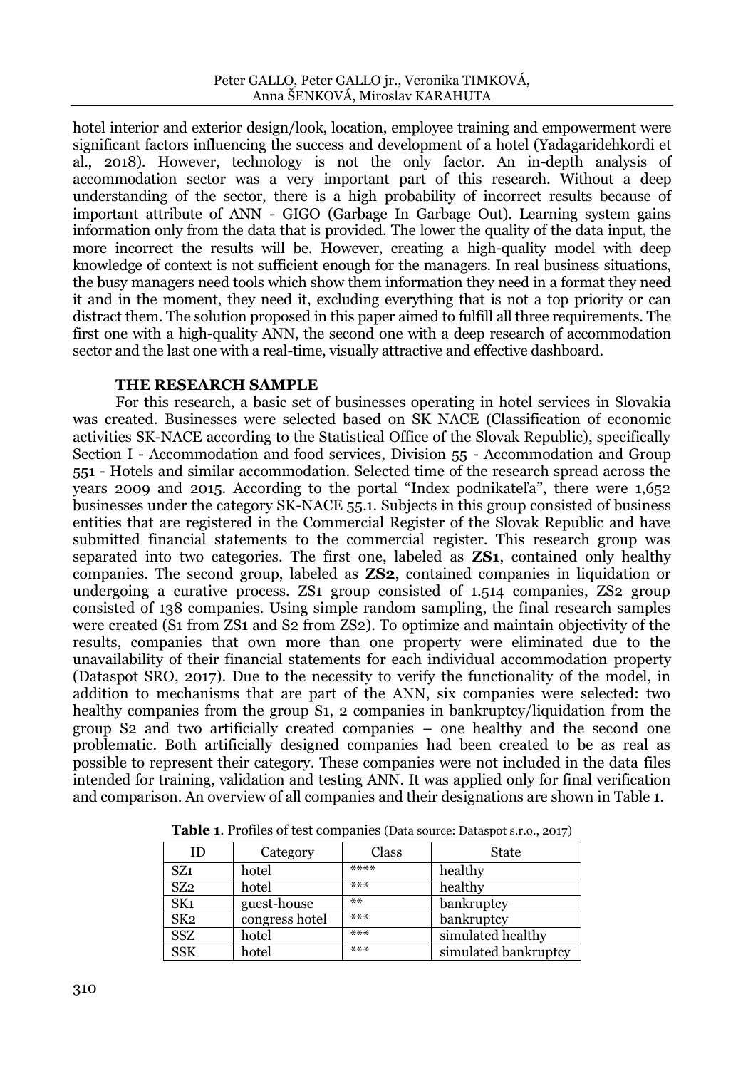hotel interior and exterior design/look, location, employee training and empowerment were significant factors influencing the success and development of a hotel (Yadagaridehkordi et al., 2018). However, technology is not the only factor. An in-depth analysis of accommodation sector was a very important part of this research. Without a deep understanding of the sector, there is a high probability of incorrect results because of important attribute of ANN - GIGO (Garbage In Garbage Out). Learning system gains information only from the data that is provided. The lower the quality of the data input, the more incorrect the results will be. However, creating a high-quality model with deep knowledge of context is not sufficient enough for the managers. In real business situations, the busy managers need tools which show them information they need in a format they need it and in the moment, they need it, excluding everything that is not a top priority or can distract them. The solution proposed in this paper aimed to fulfill all three requirements. The first one with a high-quality ANN, the second one with a deep research of accommodation sector and the last one with a real-time, visually attractive and effective dashboard.

## THE RESEARCH SAMPLE

For this research, a basic set of businesses operating in hotel services in Slovakia was created. Businesses were selected based on SK NACE (Classification of economic activities SK-NACE according to the Statistical Office of the Slovak Republic), specifically Section I - Accommodation and food services, Division 55 - Accommodation and Group 551 - Hotels and similar accommodation. Selected time of the research spread across the years 2009 and 2015. According to the portal "Index podnikateľa", there were 1,652 businesses under the category SK-NACE 55.1. Subjects in this group consisted of business entities that are registered in the Commercial Register of the Slovak Republic and have submitted financial statements to the commercial register. This research group was separated into two categories. The first one, labeled as **ZS1**, contained only healthy companies. The second group, labeled as **ZS2**, contained companies in liquidation or undergoing a curative process. ZS1 group consisted of 1.514 companies, ZS2 group consisted of 138 companies. Using simple random sampling, the final research samples were created (S1 from ZS1 and S2 from ZS2). To optimize and maintain objectivity of the results, companies that own more than one property were eliminated due to the unavailability of their financial statements for each individual accommodation property (Dataspot SRO, 2017). Due to the necessity to verify the functionality of the model, in addition to mechanisms that are part of the ANN, six companies were selected: two healthy companies from the group S1, 2 companies in bankruptcy/liquidation from the group S2 and two artificially created companies – one healthy and the second one problematic. Both artificially designed companies had been created to be as real as possible to represent their category. These companies were not included in the data files intended for training, validation and testing ANN. It was applied only for final verification and comparison. An overview of all companies and their designations are shown in Table 1.

**Table 1**. Profiles of test companies (Data source: Dataspot s.r.o., 2017)

| ID | Category | Class | State |
|---|---|---|---|
| SZ1 | hotel | **** | healthy |
| SZ2 | hotel | *** | healthy |
| SK1 | guest-house | ** | bankruptcy |
| SK2 | congress hotel | *** | bankruptcy |
| SSZ | hotel | *** | simulated healthy |
| SSK | hotel | *** | simulated bankruptcy |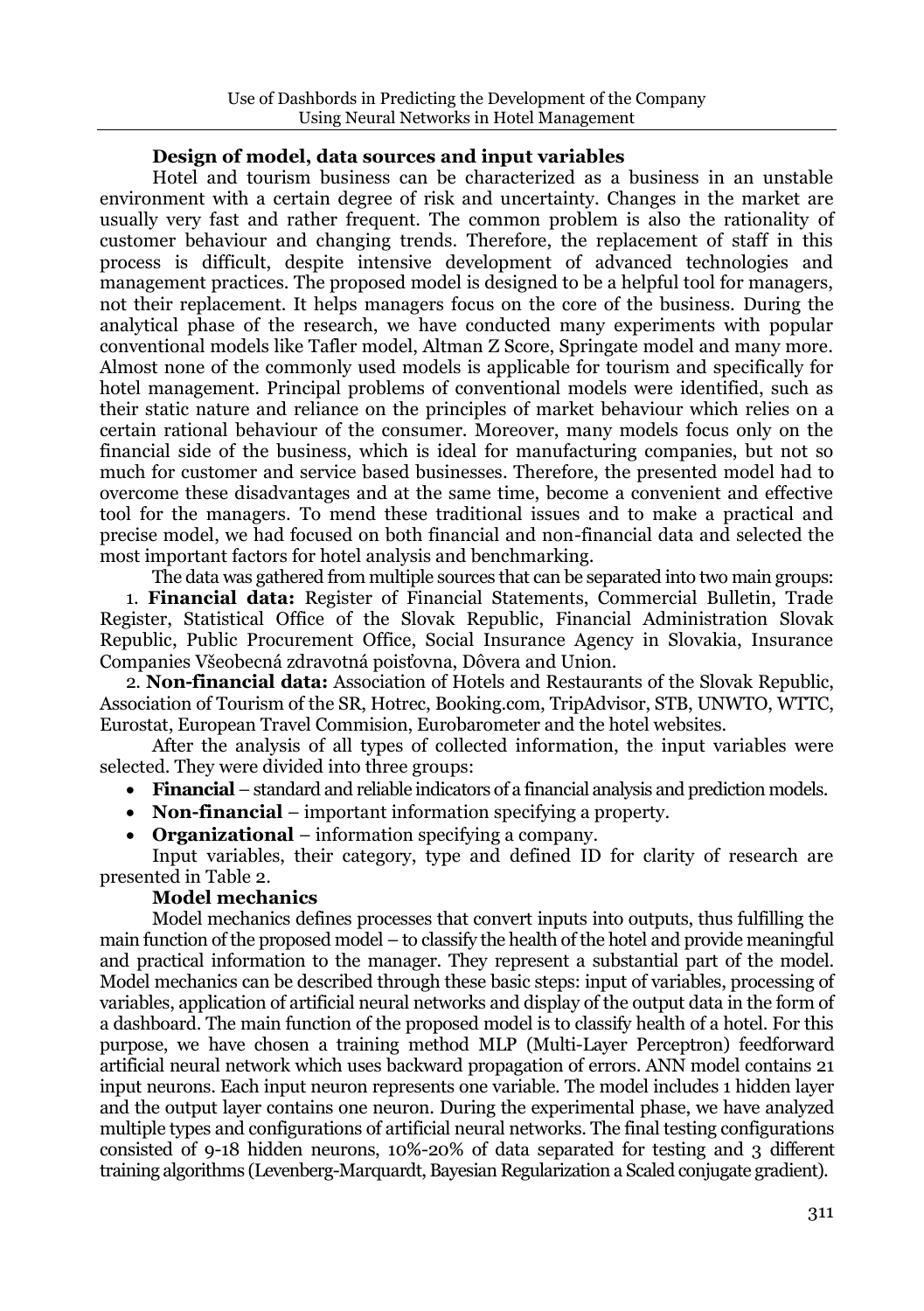### Design of model, data sources and input variables

Hotel and tourism business can be characterized as a business in an unstable environment with a certain degree of risk and uncertainty. Changes in the market are usually very fast and rather frequent. The common problem is also the rationality of customer behaviour and changing trends. Therefore, the replacement of staff in this process is difficult, despite intensive development of advanced technologies and management practices. The proposed model is designed to be a helpful tool for managers, not their replacement. It helps managers focus on the core of the business. During the analytical phase of the research, we have conducted many experiments with popular conventional models like Tafler model, Altman Z Score, Springate model and many more. Almost none of the commonly used models is applicable for tourism and specifically for hotel management. Principal problems of conventional models were identified, such as their static nature and reliance on the principles of market behaviour which relies on a certain rational behaviour of the consumer. Moreover, many models focus only on the financial side of the business, which is ideal for manufacturing companies, but not so much for customer and service based businesses. Therefore, the presented model had to overcome these disadvantages and at the same time, become a convenient and effective tool for the managers. To mend these traditional issues and to make a practical and precise model, we had focused on both financial and non-financial data and selected the most important factors for hotel analysis and benchmarking.

The data was gathered from multiple sources that can be separated into two main groups:

1. **Financial data:** Register of Financial Statements, Commercial Bulletin, Trade Register, Statistical Office of the Slovak Republic, Financial Administration Slovak Republic, Public Procurement Office, Social Insurance Agency in Slovakia, Insurance Companies Všeobecná zdravotná poisťovna, Dôvera and Union.
2. **Non-financial data:** Association of Hotels and Restaurants of the Slovak Republic, Association of Tourism of the SR, Hotrec, Booking.com, TripAdvisor, STB, UNWTO, WTTC, Eurostat, European Travel Commision, Eurobarometer and the hotel websites.

After the analysis of all types of collected information, the input variables were selected. They were divided into three groups:

- **Financial** – standard and reliable indicators of a financial analysis and prediction models.
- **Non-financial** – important information specifying a property.
- **Organizational** – information specifying a company.

Input variables, their category, type and defined ID for clarity of research are presented in Table 2.

### Model mechanics

Model mechanics defines processes that convert inputs into outputs, thus fulfilling the main function of the proposed model – to classify the health of the hotel and provide meaningful and practical information to the manager. They represent a substantial part of the model. Model mechanics can be described through these basic steps: input of variables, processing of variables, application of artificial neural networks and display of the output data in the form of a dashboard. The main function of the proposed model is to classify health of a hotel. For this purpose, we have chosen a training method MLP (Multi-Layer Perceptron) feedforward artificial neural network which uses backward propagation of errors. ANN model contains 21 input neurons. Each input neuron represents one variable. The model includes 1 hidden layer and the output layer contains one neuron. During the experimental phase, we have analyzed multiple types and configurations of artificial neural networks. The final testing configurations consisted of 9-18 hidden neurons, 10%-20% of data separated for testing and 3 different training algorithms (Levenberg-Marquardt, Bayesian Regularization a Scaled conjugate gradient).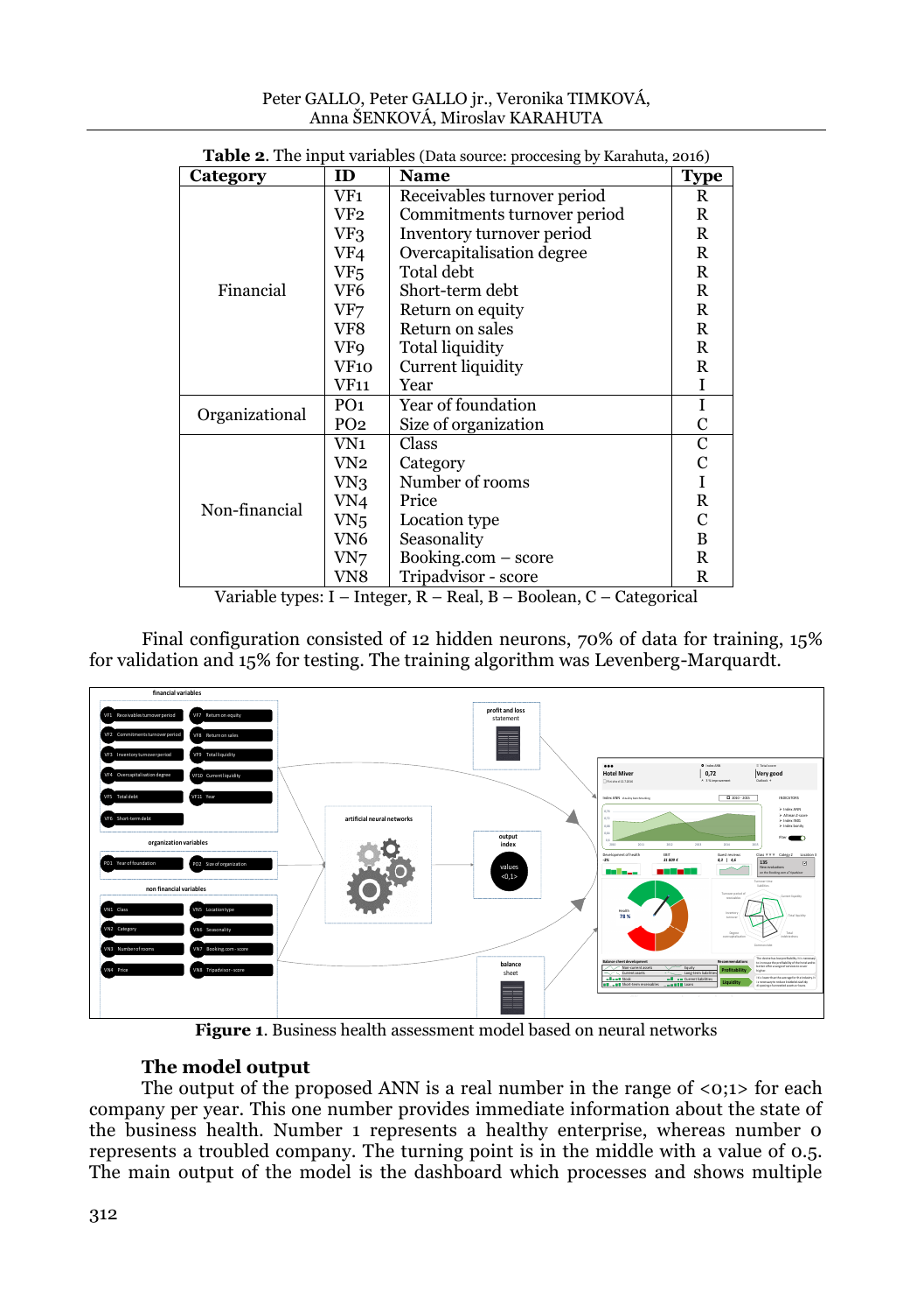**Table 2**. The input variables (Data source: proccesing by Karahuta, 2016)

| Category | ID | Name | Type |
|---|---|---|---|
| Financial | VF1 | Receivables turnover period | R |
| | VF2 | Commitments turnover period | R |
| | VF3 | Inventory turnover period | R |
| | VF4 | Overcapitalisation degree | R |
| | VF5 | Total debt | R |
| | VF6 | Short-term debt | R |
| | VF7 | Return on equity | R |
| | VF8 | Return on sales | R |
| | VF9 | Total liquidity | R |
| | VF10 | Current liquidity | R |
| | VF11 | Year | I |
| Organizational | PO1 | Year of foundation | I |
| | PO2 | Size of organization | C |
| Non-financial | VN1 | Class | C |
| | VN2 | Category | C |
| | VN3 | Number of rooms | I |
| | VN4 | Price | R |
| | VN5 | Location type | C |
| | VN6 | Seasonality | B |
| | VN7 | Booking.com – score | R |
| | VN8 | Tripadvisor - score | R |

Variable types: I – Integer, R – Real, B – Boolean, C – Categorical

Final configuration consisted of 12 hidden neurons, 70% of data for training, 15% for validation and 15% for testing. The training algorithm was Levenberg-Marquardt.

**Figure 1**. Business health assessment model based on neural networks

## The model output

The output of the proposed ANN is a real number in the range of <0;1> for each company per year. This one number provides immediate information about the state of the business health. Number 1 represents a healthy enterprise, whereas number 0 represents a troubled company. The turning point is in the middle with a value of 0.5. The main output of the model is the dashboard which processes and shows multiple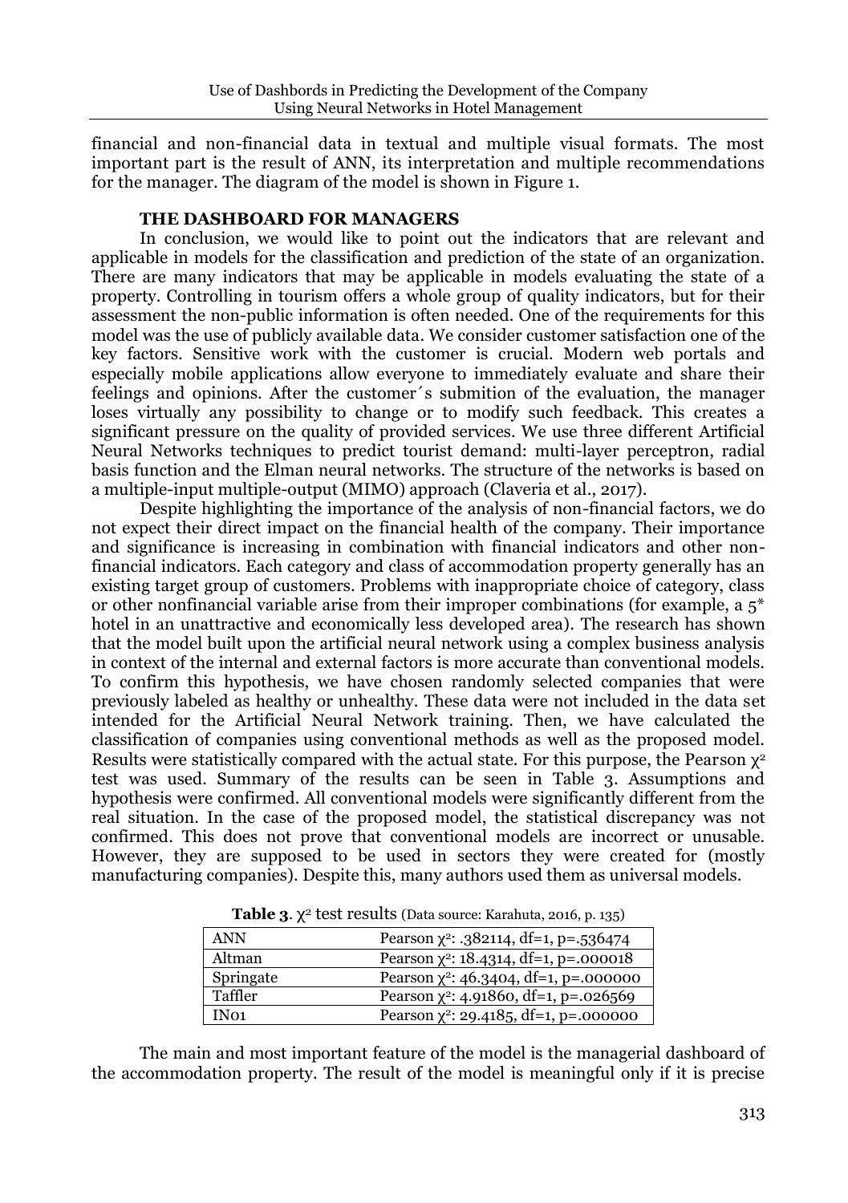financial and non-financial data in textual and multiple visual formats. The most important part is the result of ANN, its interpretation and multiple recommendations for the manager. The diagram of the model is shown in Figure 1.

## THE DASHBOARD FOR MANAGERS

In conclusion, we would like to point out the indicators that are relevant and applicable in models for the classification and prediction of the state of an organization. There are many indicators that may be applicable in models evaluating the state of a property. Controlling in tourism offers a whole group of quality indicators, but for their assessment the non-public information is often needed. One of the requirements for this model was the use of publicly available data. We consider customer satisfaction one of the key factors. Sensitive work with the customer is crucial. Modern web portals and especially mobile applications allow everyone to immediately evaluate and share their feelings and opinions. After the customer´s submition of the evaluation, the manager loses virtually any possibility to change or to modify such feedback. This creates a significant pressure on the quality of provided services. We use three different Artificial Neural Networks techniques to predict tourist demand: multi-layer perceptron, radial basis function and the Elman neural networks. The structure of the networks is based on a multiple-input multiple-output (MIMO) approach (Claveria et al., 2017).

Despite highlighting the importance of the analysis of non-financial factors, we do not expect their direct impact on the financial health of the company. Their importance and significance is increasing in combination with financial indicators and other non-financial indicators. Each category and class of accommodation property generally has an existing target group of customers. Problems with inappropriate choice of category, class or other nonfinancial variable arise from their improper combinations (for example, a 5* hotel in an unattractive and economically less developed area). The research has shown that the model built upon the artificial neural network using a complex business analysis in context of the internal and external factors is more accurate than conventional models. To confirm this hypothesis, we have chosen randomly selected companies that were previously labeled as healthy or unhealthy. These data were not included in the data set intended for the Artificial Neural Network training. Then, we have calculated the classification of companies using conventional methods as well as the proposed model. Results were statistically compared with the actual state. For this purpose, the Pearson $\chi^2$ test was used. Summary of the results can be seen in Table 3. Assumptions and hypothesis were confirmed. All conventional models were significantly different from the real situation. In the case of the proposed model, the statistical discrepancy was not confirmed. This does not prove that conventional models are incorrect or unusable. However, they are supposed to be used in sectors they were created for (mostly manufacturing companies). Despite this, many authors used them as universal models.

**Table 3**. $\chi^2$ test results (Data source: Karahuta, 2016, p. 135)

| | |
|---|---|
| ANN | Pearson $\chi^2$: .382114, df=1, p=.536474 |
| Altman | Pearson $\chi^2$: 18.4314, df=1, p=.000018 |
| Springate | Pearson $\chi^2$: 46.3404, df=1, p=.000000 |
| Taffler | Pearson $\chi^2$: 4.91860, df=1, p=.026569 |
| IN01 | Pearson $\chi^2$: 29.4185, df=1, p=.000000 |

The main and most important feature of the model is the managerial dashboard of the accommodation property. The result of the model is meaningful only if it is precise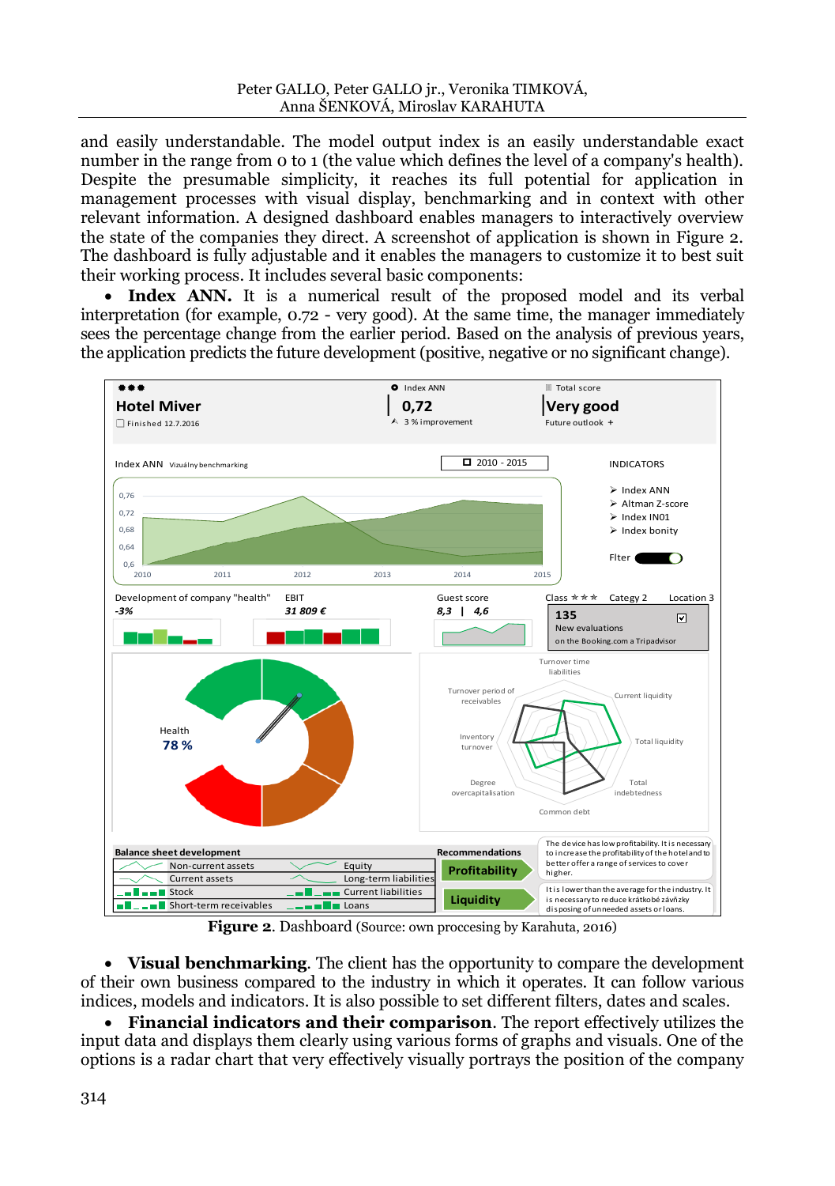and easily understandable. The model output index is an easily understandable exact number in the range from 0 to 1 (the value which defines the level of a company's health). Despite the presumable simplicity, it reaches its full potential for application in management processes with visual display, benchmarking and in context with other relevant information. A designed dashboard enables managers to interactively overview the state of the companies they direct. A screenshot of application is shown in Figure 2. The dashboard is fully adjustable and it enables the managers to customize it to best suit their working process. It includes several basic components:

- **Index ANN.** It is a numerical result of the proposed model and its verbal interpretation (for example, 0.72 - very good). At the same time, the manager immediately sees the percentage change from the earlier period. Based on the analysis of previous years, the application predicts the future development (positive, negative or no significant change).

**Figure 2**. Dashboard (Source: own proccesing by Karahuta, 2016)

- **Visual benchmarking**. The client has the opportunity to compare the development of their own business compared to the industry in which it operates. It can follow various indices, models and indicators. It is also possible to set different filters, dates and scales.
- **Financial indicators and their comparison**. The report effectively utilizes the input data and displays them clearly using various forms of graphs and visuals. One of the options is a radar chart that very effectively visually portrays the position of the company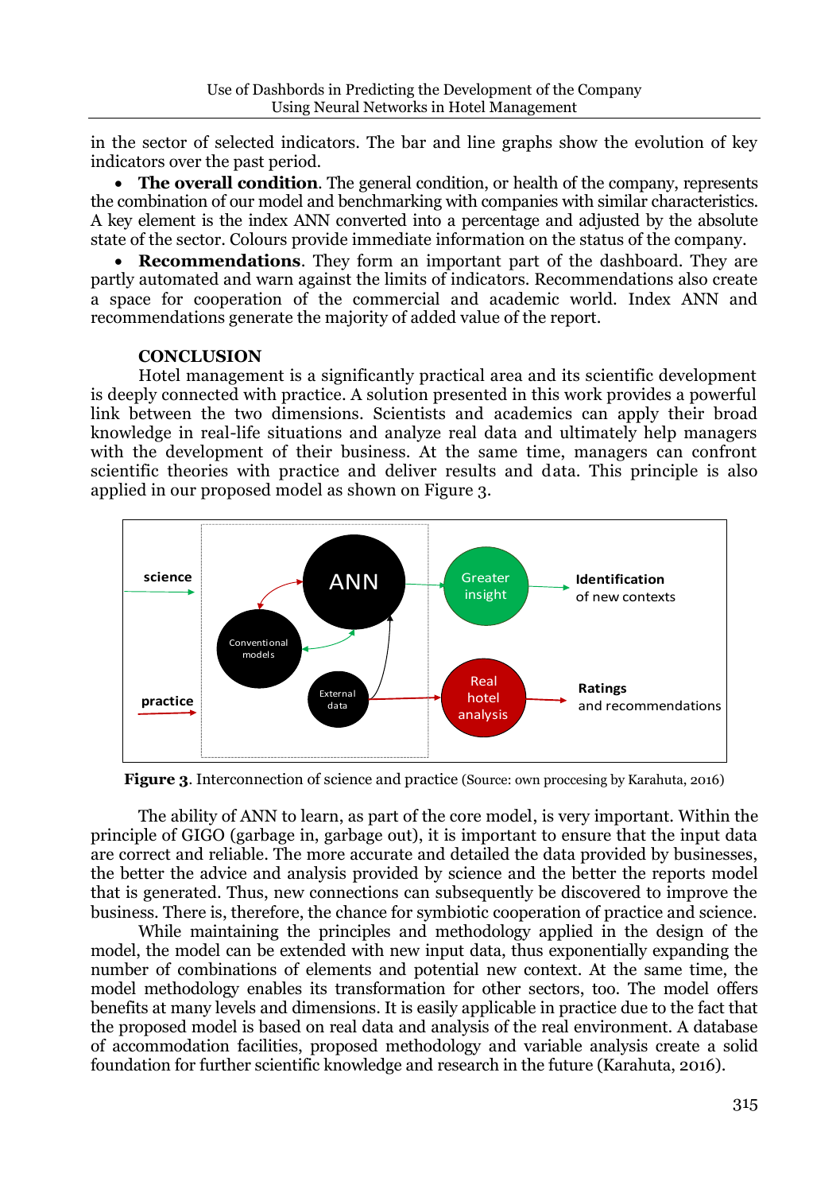in the sector of selected indicators. The bar and line graphs show the evolution of key indicators over the past period.

- **The overall condition**. The general condition, or health of the company, represents the combination of our model and benchmarking with companies with similar characteristics. A key element is the index ANN converted into a percentage and adjusted by the absolute state of the sector. Colours provide immediate information on the status of the company.
- **Recommendations**. They form an important part of the dashboard. They are partly automated and warn against the limits of indicators. Recommendations also create a space for cooperation of the commercial and academic world. Index ANN and recommendations generate the majority of added value of the report.

## CONCLUSION

Hotel management is a significantly practical area and its scientific development is deeply connected with practice. A solution presented in this work provides a powerful link between the two dimensions. Scientists and academics can apply their broad knowledge in real-life situations and analyze real data and ultimately help managers with the development of their business. At the same time, managers can confront scientific theories with practice and deliver results and data. This principle is also applied in our proposed model as shown on Figure 3.

**Figure 3**. Interconnection of science and practice (Source: own proccesing by Karahuta, 2016)

The ability of ANN to learn, as part of the core model, is very important. Within the principle of GIGO (garbage in, garbage out), it is important to ensure that the input data are correct and reliable. The more accurate and detailed the data provided by businesses, the better the advice and analysis provided by science and the better the reports model that is generated. Thus, new connections can subsequently be discovered to improve the business. There is, therefore, the chance for symbiotic cooperation of practice and science.

While maintaining the principles and methodology applied in the design of the model, the model can be extended with new input data, thus exponentially expanding the number of combinations of elements and potential new context. At the same time, the model methodology enables its transformation for other sectors, too. The model offers benefits at many levels and dimensions. It is easily applicable in practice due to the fact that the proposed model is based on real data and analysis of the real environment. A database of accommodation facilities, proposed methodology and variable analysis create a solid foundation for further scientific knowledge and research in the future (Karahuta, 2016).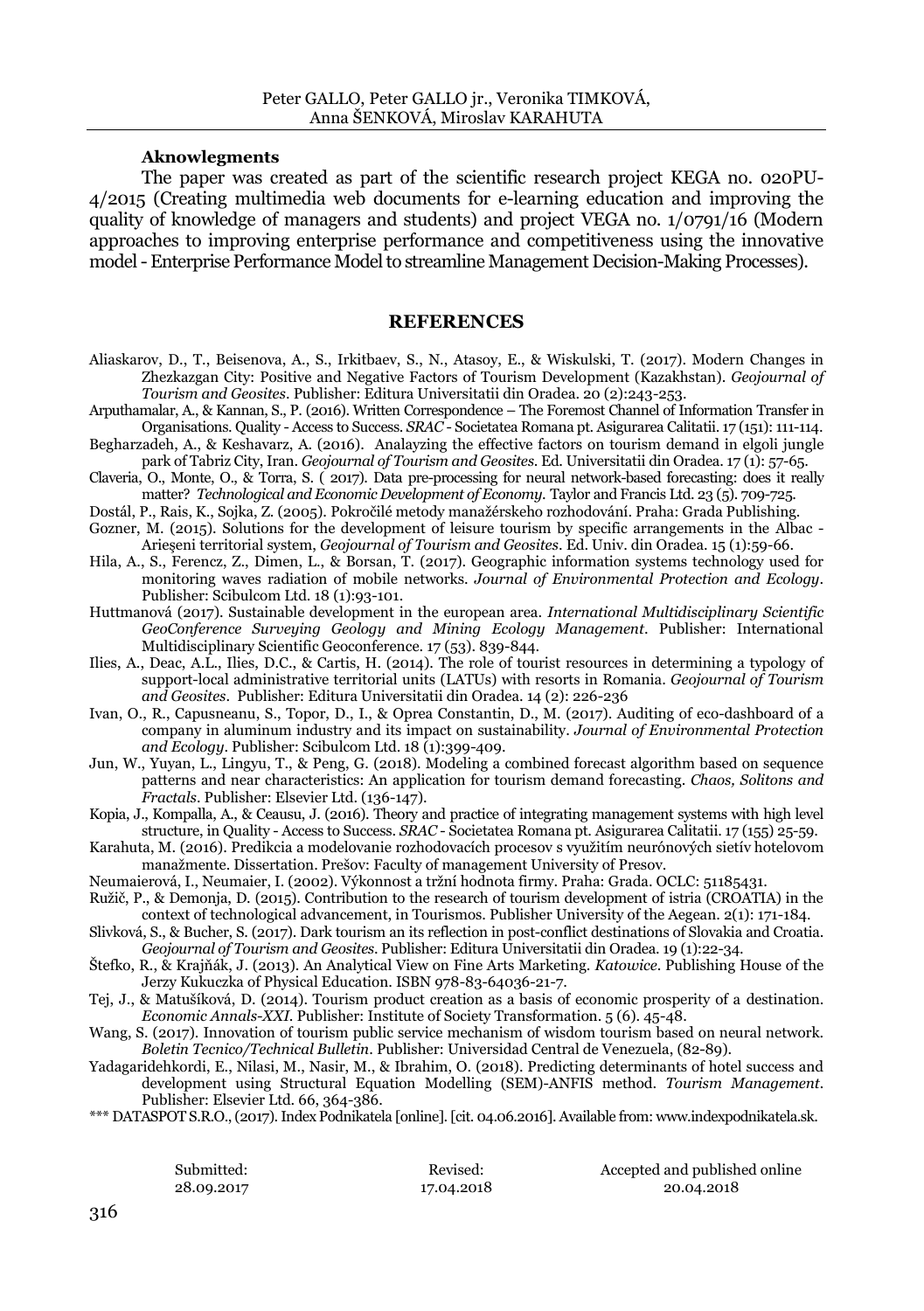**Aknowlegments**

The paper was created as part of the scientific research project KEGA no. 020PU-4/2015 (Creating multimedia web documents for e-learning education and improving the quality of knowledge of managers and students) and project VEGA no. 1/0791/16 (Modern approaches to improving enterprise performance and competitiveness using the innovative model - Enterprise Performance Model to streamline Management Decision-Making Processes).

## REFERENCES

Aliaskarov, D., T., Beisenova, A., S., Irkitbaev, S., N., Atasoy, E., & Wiskulski, T. (2017). Modern Changes in Zhezkazgan City: Positive and Negative Factors of Tourism Development (Kazakhstan). *Geojournal of Tourism and Geosites*. Publisher: Editura Universitatii din Oradea. 20 (2):243-253.

Arputhamalar, A., & Kannan, S., P. (2016). Written Correspondence – The Foremost Channel of Information Transfer in Organisations. Quality - Access to Success. *SRAC* - Societatea Romana pt. Asigurarea Calitatii. 17 (151): 111-114.

Begharzadeh, A., & Keshavarz, A. (2016). Analayzing the effective factors on tourism demand in elgoli jungle park of Tabriz City, Iran. *Geojournal of Tourism and Geosites*. Ed. Universitatii din Oradea. 17 (1): 57-65.

Claveria, O., Monte, O., & Torra, S. ( 2017). Data pre-processing for neural network-based forecasting: does it really matter? *Technological and Economic Development of Economy*. Taylor and Francis Ltd. 23 (5). 709-725.

Dostál, P., Rais, K., Sojka, Z. (2005). Pokročilé metody manažérskeho rozhodování. Praha: Grada Publishing.

Gozner, M. (2015). Solutions for the development of leisure tourism by specific arrangements in the Albac - Arieşeni territorial system, *Geojournal of Tourism and Geosites*. Ed. Univ. din Oradea. 15 (1):59-66.

Hila, A., S., Ferencz, Z., Dimen, L., & Borsan, T. (2017). Geographic information systems technology used for monitoring waves radiation of mobile networks. *Journal of Environmental Protection and Ecology*. Publisher: Scibulcom Ltd. 18 (1):93-101.

Huttmanová (2017). Sustainable development in the european area. *International Multidisciplinary Scientific GeoConference Surveying Geology and Mining Ecology Management*. Publisher: International Multidisciplinary Scientific Geoconference. 17 (53). 839-844.

Ilies, A., Deac, A.L., Ilies, D.C., & Cartis, H. (2014). The role of tourist resources in determining a typology of support-local administrative territorial units (LATUs) with resorts in Romania. *Geojournal of Tourism and Geosites*. Publisher: Editura Universitatii din Oradea. 14 (2): 226-236

Ivan, O., R., Capusneanu, S., Topor, D., I., & Oprea Constantin, D., M. (2017). Auditing of eco-dashboard of a company in aluminum industry and its impact on sustainability. *Journal of Environmental Protection and Ecology*. Publisher: Scibulcom Ltd. 18 (1):399-409.

Jun, W., Yuyan, L., Lingyu, T., & Peng, G. (2018). Modeling a combined forecast algorithm based on sequence patterns and near characteristics: An application for tourism demand forecasting. *Chaos, Solitons and Fractals*. Publisher: Elsevier Ltd. (136-147).

Kopia, J., Kompalla, A., & Ceausu, J. (2016). Theory and practice of integrating management systems with high level structure, in Quality - Access to Success. *SRAC* - Societatea Romana pt. Asigurarea Calitatii. 17 (155) 25-59.

Karahuta, M. (2016). Predikcia a modelovanie rozhodovacích procesov s využitím neurónových sietív hotelovom manažmente. Dissertation. Prešov: Faculty of management University of Presov.

Neumaierová, I., Neumaier, I. (2002). Výkonnost a tržní hodnota firmy. Praha: Grada. OCLC: 51185431.

Ružič, P., & Demonja, D. (2015). Contribution to the research of tourism development of istria (CROATIA) in the context of technological advancement, in Tourismos. Publisher University of the Aegean. 2(1): 171-184.

Slivková, S., & Bucher, S. (2017). Dark tourism an its reflection in post-conflict destinations of Slovakia and Croatia. *Geojournal of Tourism and Geosites*. Publisher: Editura Universitatii din Oradea. 19 (1):22-34.

Štefko, R., & Krajňák, J. (2013). An Analytical View on Fine Arts Marketing. *Katowice*. Publishing House of the Jerzy Kukuczka of Physical Education. ISBN 978-83-64036-21-7.

Tej, J., & Matušíková, D. (2014). Tourism product creation as a basis of economic prosperity of a destination. *Economic Annals-XXI*. Publisher: Institute of Society Transformation. 5 (6). 45-48.

Wang, S. (2017). Innovation of tourism public service mechanism of wisdom tourism based on neural network. *Boletin Tecnico/Technical Bulletin*. Publisher: Universidad Central de Venezuela, (82-89).

Yadagaridehkordi, E., Nilasi, M., Nasir, M., & Ibrahim, O. (2018). Predicting determinants of hotel success and development using Structural Equation Modelling (SEM)-ANFIS method. *Tourism Management*. Publisher: Elsevier Ltd. 66, 364-386.

*** DATASPOT S.R.O., (2017). Index Podnikatela [online]. [cit. 04.06.2016]. Available from: www.indexpodnikatela.sk.

| Submitted: | Revised: | Accepted and published online |
| --- | --- | --- |
| 28.09.2017 | 17.04.2018 | 20.04.2018 |